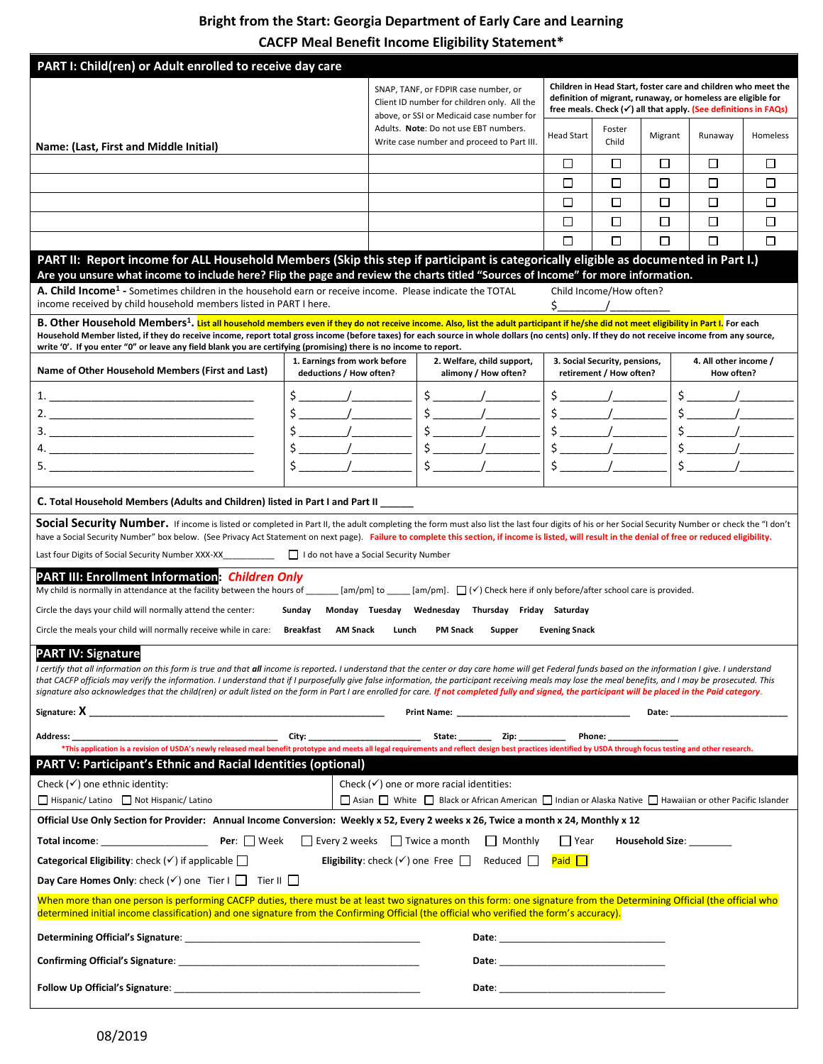# Bright from the Start: Georgia Department of Early Care and Learning
## CACFP Meal Benefit Income Eligibility Statement*

## PART I: Child(ren) or Adult enrolled to receive day care

| Name: (Last, First and Middle Initial) | SNAP, TANF, or FDPIR case number, or Client ID number for children only. All the above, or SSI or Medicaid case number for Adults. **Note**: Do not use EBT numbers. Write case number and proceed to Part III. | Children in Head Start, foster care and children who meet the definition of migrant, runaway, or homeless are eligible for free meals. Check (✓) all that apply. (See definitions in FAQs) | | | | |
|---|---|---|---|---|---|---|
| | | Head Start | Foster Child | Migrant | Runaway | Homeless |
| | | ☐ | ☐ | ☐ | ☐ | ☐ |
| | | ☐ | ☐ | ☐ | ☐ | ☐ |
| | | ☐ | ☐ | ☐ | ☐ | ☐ |
| | | ☐ | ☐ | ☐ | ☐ | ☐ |
| | | ☐ | ☐ | ☐ | ☐ | ☐ |

## PART II: Report income for ALL Household Members (Skip this step if participant is categorically eligible as documented in Part I.)
**Are you unsure what income to include here? Flip the page and review the charts titled "Sources of Income" for more information.**

**A. Child Income[1]** - Sometimes children in the household earn or receive income. Please indicate the TOTAL income received by child household members listed in PART I here.

Child Income/How often? $________/___________

**B. Other Household Members[1].** **List all household members even if they do not receive income. Also, list the adult participant if he/she did not meet eligibility in Part I.** For each Household Member listed, if they do receive income, report total gross income (before taxes) for each source in whole dollars (no cents) only. If they do not receive income from any source, write '0'. If you enter "0" or leave any field blank you are certifying (promising) there is no income to report.

| Name of Other Household Members (First and Last) | 1. Earnings from work before deductions / How often? | 2. Welfare, child support, alimony / How often? | 3. Social Security, pensions, retirement / How often? | 4. All other income / How often? |
|---|---|---|---|---|
| 1. ______________________ | $ _______/_________ | $ _______/_________ | $ _______/_________ | $ _______/_________ |
| 2. ______________________ | $ _______/_________ | $ _______/_________ | $ _______/_________ | $ _______/_________ |
| 3. ______________________ | $ _______/_________ | $ _______/_________ | $ _______/_________ | $ _______/_________ |
| 4. ______________________ | $ _______/_________ | $ _______/_________ | $ _______/_________ | $ _______/_________ |
| 5. ______________________ | $ _______/_________ | $ _______/_________ | $ _______/_________ | $ _______/_________ |

**C. Total Household Members (Adults and Children) listed in Part I and Part II** ______

**Social Security Number.** If income is listed or completed in Part II, the adult completing the form must also list the last four digits of his or her Social Security Number or check the "I don't have a Social Security Number" box below. (See Privacy Act Statement on next page). **Failure to complete this section, if income is listed, will result in the denial of free or reduced eligibility.**

Last four Digits of Social Security Number XXX-XX__________ ☐ I do not have a Social Security Number

## PART III: Enrollment Information: *Children Only*

My child is normally in attendance at the facility between the hours of _______ [am/pm] to _____ [am/pm]. ☐ (✓) Check here if only before/after school care is provided.

Circle the days your child will normally attend the center: **Sunday Monday Tuesday Wednesday Thursday Friday Saturday**

Circle the meals your child will normally receive while in care: **Breakfast AM Snack Lunch PM Snack Supper Evening Snack**

## PART IV: Signature

*I certify that all information on this form is true and that **all** income is reported. I understand that the center or day care home will get Federal funds based on the information I give. I understand that CACFP officials may verify the information. I understand that if I purposefully give false information, the participant receiving meals may lose the meal benefits, and I may be prosecuted. This signature also acknowledges that the child(ren) or adult listed on the form in Part I are enrolled for care. If not completed fully and signed, the participant will be placed in the Paid category.*

**Signature: X** ______________________________ **Print Name:** ______________________ **Date:** ________________

**Address:** ______________________________ **City:** ________________ **State:** ______ **Zip:** _________ **Phone:** ______________

*This application is a revision of USDA's newly released meal benefit prototype and meets all legal requirements and reflect design best practices identified by USDA through focus testing and other research.

## PART V: Participant's Ethnic and Racial Identities (optional)

Check (✓) one ethnic identity:
☐ Hispanic/ Latino ☐ Not Hispanic/ Latino

Check (✓) one or more racial identities:
☐ Asian ☐ White ☐ Black or African American ☐ Indian or Alaska Native ☐ Hawaiian or other Pacific Islander

**Official Use Only Section for Provider: Annual Income Conversion: Weekly x 52, Every 2 weeks x 26, Twice a month x 24, Monthly x 12**

**Total income**: __________________ **Per**: ☐ Week ☐ Every 2 weeks ☐ Twice a month ☐ Monthly ☐ Year **Household Size**: ________

**Categorical Eligibility**: check (✓) if applicable ☐ **Eligibility**: check (✓) one Free ☐ Reduced ☐ Paid ☐

**Day Care Homes Only**: check (✓) one Tier I ☐ Tier II ☐

When more than one person is performing CACFP duties, there must be at least two signatures on this form: one signature from the Determining Official (the official who determined initial income classification) and one signature from the Confirming Official (the official who verified the form's accuracy).

**Determining Official's Signature**: ______________________________ **Date**: ______________________

**Confirming Official's Signature**: ______________________________ **Date**: ______________________

**Follow Up Official's Signature**: ______________________________ **Date**: ______________________

08/2019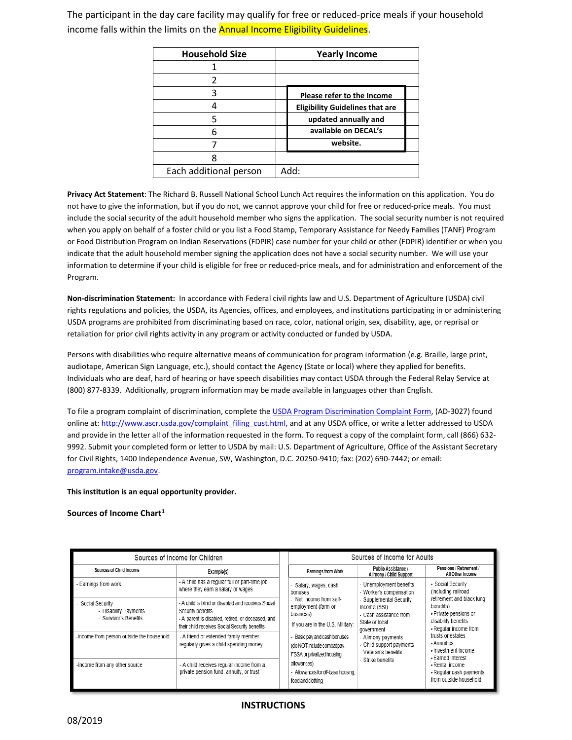The participant in the day care facility may qualify for free or reduced-price meals if your household income falls within the limits on the Annual Income Eligibility Guidelines.

| Household Size | Yearly Income |
|---|---|
| 1 | |
| 2 | |
| 3 | Please refer to the Income Eligibility Guidelines that are updated annually and available on DECAL's website. |
| 4 | |
| 5 | |
| 6 | |
| 7 | |
| 8 | |
| Each additional person | Add: |

**Privacy Act Statement**: The Richard B. Russell National School Lunch Act requires the information on this application. You do not have to give the information, but if you do not, we cannot approve your child for free or reduced-price meals. You must include the social security of the adult household member who signs the application. The social security number is not required when you apply on behalf of a foster child or you list a Food Stamp, Temporary Assistance for Needy Families (TANF) Program or Food Distribution Program on Indian Reservations (FDPIR) case number for your child or other (FDPIR) identifier or when you indicate that the adult household member signing the application does not have a social security number. We will use your information to determine if your child is eligible for free or reduced-price meals, and for administration and enforcement of the Program.

**Non-discrimination Statement:** In accordance with Federal civil rights law and U.S. Department of Agriculture (USDA) civil rights regulations and policies, the USDA, its Agencies, offices, and employees, and institutions participating in or administering USDA programs are prohibited from discriminating based on race, color, national origin, sex, disability, age, or reprisal or retaliation for prior civil rights activity in any program or activity conducted or funded by USDA.

Persons with disabilities who require alternative means of communication for program information (e.g. Braille, large print, audiotape, American Sign Language, etc.), should contact the Agency (State or local) where they applied for benefits. Individuals who are deaf, hard of hearing or have speech disabilities may contact USDA through the Federal Relay Service at (800) 877-8339. Additionally, program information may be made available in languages other than English.

To file a program complaint of discrimination, complete the USDA Program Discrimination Complaint Form, (AD-3027) found online at: http://www.ascr.usda.gov/complaint_filing_cust.html, and at any USDA office, or write a letter addressed to USDA and provide in the letter all of the information requested in the form. To request a copy of the complaint form, call (866) 632-9992. Submit your completed form or letter to USDA by mail: U.S. Department of Agriculture, Office of the Assistant Secretary for Civil Rights, 1400 Independence Avenue, SW, Washington, D.C. 20250-9410; fax: (202) 690-7442; or email: program.intake@usda.gov.

**This institution is an equal opportunity provider.**

**Sources of Income Chart[1]**

| Sources of Income for Children | |
|---|---|
| **Sources of Child Income** | **Example(s)** |
| - Earnings from work | - A child has a regular full or part-time job where they earn a salary or wages |
| - Social Security<br>- Disability Payments<br>- Survivor's Benefits | - A child is blind or disabled and receives Social Security benefits<br>- A parent is disabled, retired, or deceased, and their child receives Social Security benefits |
| -Income from person outside the household | - A friend or extended family member regularly gives a child spending money |
| -Income from any other source | - A child receives regular income from a private pension fund, annuity, or trust |

| Sources of Income for Adults | | |
|---|---|---|
| **Earnings from Work** | **Public Assistance / Alimony / Child Support** | **Pensions / Retirement / All Other Income** |
| - Salary, wages, cash bonuses<br>- Net income from self-employment (farm or business)<br>If you are in the U.S. Military:<br>- Basic pay and cash bonuses (do NOT include combat pay, FSSA or privatized housing allowances)<br>- Allowances for off-base housing, food and clothing | - Unemployment benefits<br>- Worker's compensation<br>- Supplemental Security Income (SSI)<br>- Cash assistance from State or local government<br>- Alimony payments<br>- Child support payments<br>- Veteran's benefits<br>- Strike benefits | • Social Security (including railroad retirement and black lung benefits)<br>• Private pensions or disability benefits<br>• Regular income from trusts or estates<br>• Annuities<br>• Investment income<br>• Earned interest<br>• Rental income<br>• Regular cash payments from outside household |

**INSTRUCTIONS**

08/2019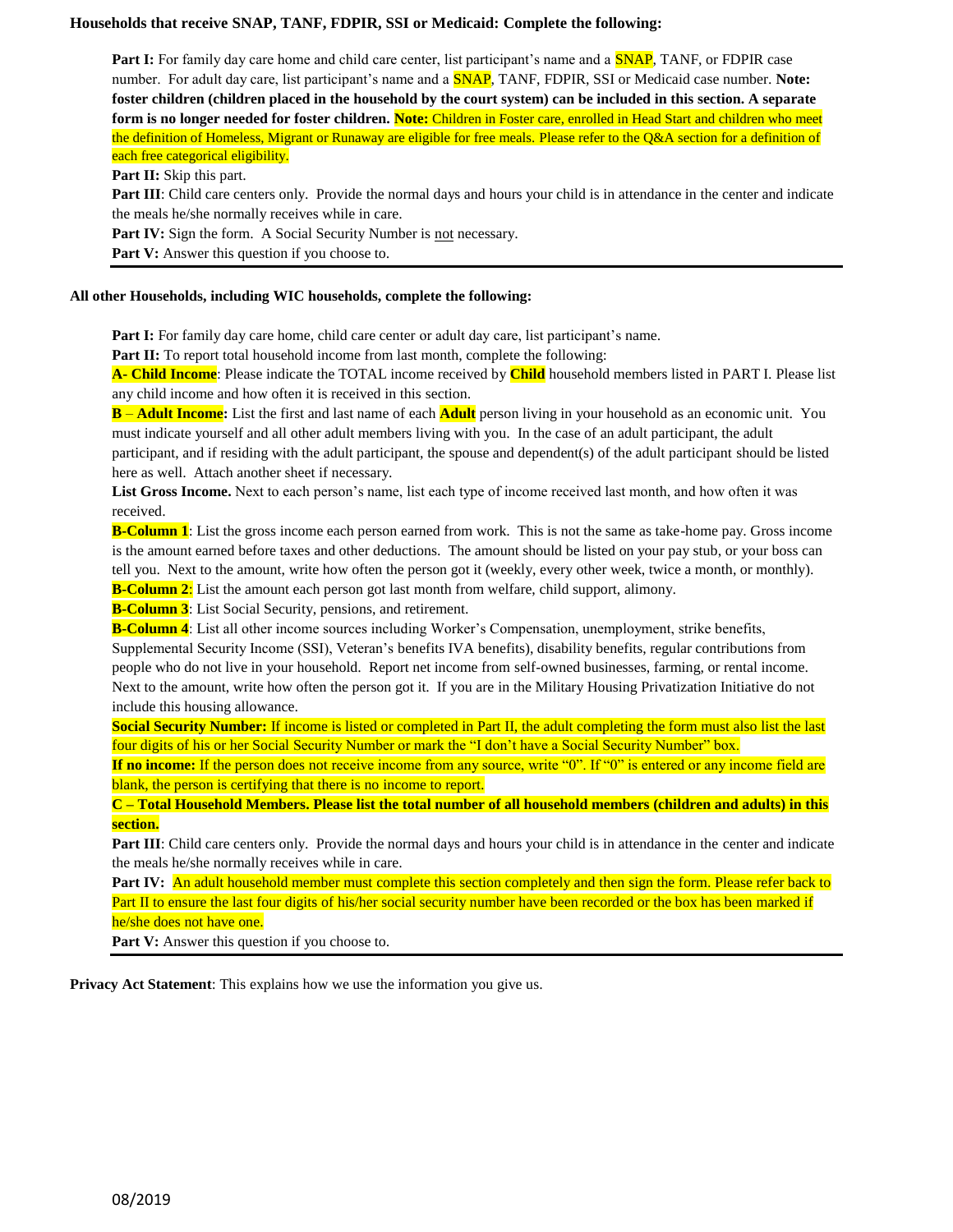**Households that receive SNAP, TANF, FDPIR, SSI or Medicaid: Complete the following:**

**Part I:** For family day care home and child care center, list participant's name and a SNAP, TANF, or FDPIR case number. For adult day care, list participant's name and a SNAP, TANF, FDPIR, SSI or Medicaid case number. **Note: foster children (children placed in the household by the court system) can be included in this section. A separate form is no longer needed for foster children. Note:** Children in Foster care, enrolled in Head Start and children who meet the definition of Homeless, Migrant or Runaway are eligible for free meals. Please refer to the Q&A section for a definition of each free categorical eligibility.

**Part II:** Skip this part.

**Part III**: Child care centers only. Provide the normal days and hours your child is in attendance in the center and indicate the meals he/she normally receives while in care.

**Part IV:** Sign the form. A Social Security Number is not necessary.

**Part V:** Answer this question if you choose to.

---

**All other Households, including WIC households, complete the following:**

**Part I:** For family day care home, child care center or adult day care, list participant's name.

**Part II:** To report total household income from last month, complete the following:

**A- Child Income**: Please indicate the TOTAL income received by **Child** household members listed in PART I. Please list any child income and how often it is received in this section.

**B – Adult Income:** List the first and last name of each **Adult** person living in your household as an economic unit. You must indicate yourself and all other adult members living with you. In the case of an adult participant, the adult participant, and if residing with the adult participant, the spouse and dependent(s) of the adult participant should be listed here as well. Attach another sheet if necessary.

**List Gross Income.** Next to each person's name, list each type of income received last month, and how often it was received.

**B-Column 1**: List the gross income each person earned from work. This is not the same as take-home pay. Gross income is the amount earned before taxes and other deductions. The amount should be listed on your pay stub, or your boss can tell you. Next to the amount, write how often the person got it (weekly, every other week, twice a month, or monthly).

**B-Column 2**: List the amount each person got last month from welfare, child support, alimony.

**B-Column 3**: List Social Security, pensions, and retirement.

**B-Column 4**: List all other income sources including Worker's Compensation, unemployment, strike benefits, Supplemental Security Income (SSI), Veteran's benefits IVA benefits), disability benefits, regular contributions from people who do not live in your household. Report net income from self-owned businesses, farming, or rental income. Next to the amount, write how often the person got it. If you are in the Military Housing Privatization Initiative do not include this housing allowance.

**Social Security Number:** If income is listed or completed in Part II, the adult completing the form must also list the last four digits of his or her Social Security Number or mark the "I don't have a Social Security Number" box.

**If no income:** If the person does not receive income from any source, write "0". If "0" is entered or any income field are blank, the person is certifying that there is no income to report.

**C – Total Household Members. Please list the total number of all household members (children and adults) in this section.**

**Part III**: Child care centers only. Provide the normal days and hours your child is in attendance in the center and indicate the meals he/she normally receives while in care.

**Part IV:** An adult household member must complete this section completely and then sign the form. Please refer back to Part II to ensure the last four digits of his/her social security number have been recorded or the box has been marked if he/she does not have one.

**Part V:** Answer this question if you choose to.

---

**Privacy Act Statement**: This explains how we use the information you give us.

08/2019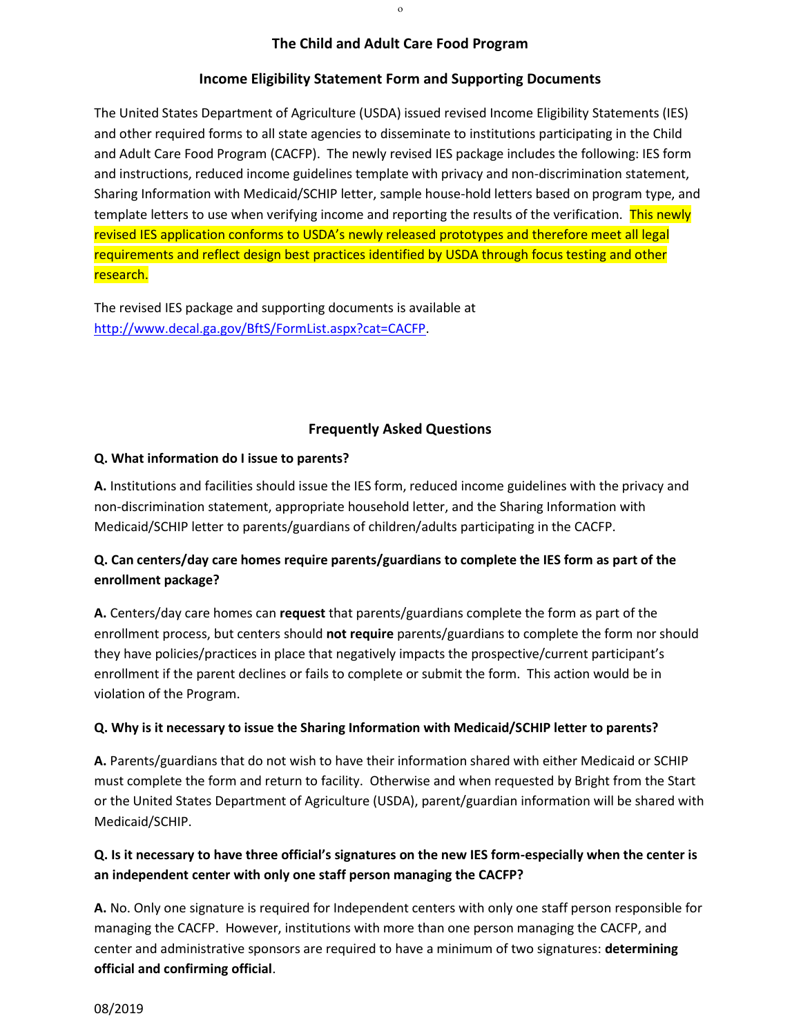## The Child and Adult Care Food Program

## Income Eligibility Statement Form and Supporting Documents

The United States Department of Agriculture (USDA) issued revised Income Eligibility Statements (IES) and other required forms to all state agencies to disseminate to institutions participating in the Child and Adult Care Food Program (CACFP). The newly revised IES package includes the following: IES form and instructions, reduced income guidelines template with privacy and non-discrimination statement, Sharing Information with Medicaid/SCHIP letter, sample house-hold letters based on program type, and template letters to use when verifying income and reporting the results of the verification. This newly revised IES application conforms to USDA's newly released prototypes and therefore meet all legal requirements and reflect design best practices identified by USDA through focus testing and other research.

The revised IES package and supporting documents is available at http://www.decal.ga.gov/BftS/FormList.aspx?cat=CACFP.

## Frequently Asked Questions

**Q. What information do I issue to parents?**

**A.** Institutions and facilities should issue the IES form, reduced income guidelines with the privacy and non-discrimination statement, appropriate household letter, and the Sharing Information with Medicaid/SCHIP letter to parents/guardians of children/adults participating in the CACFP.

**Q. Can centers/day care homes require parents/guardians to complete the IES form as part of the enrollment package?**

**A.** Centers/day care homes can **request** that parents/guardians complete the form as part of the enrollment process, but centers should **not require** parents/guardians to complete the form nor should they have policies/practices in place that negatively impacts the prospective/current participant's enrollment if the parent declines or fails to complete or submit the form. This action would be in violation of the Program.

**Q. Why is it necessary to issue the Sharing Information with Medicaid/SCHIP letter to parents?**

**A.** Parents/guardians that do not wish to have their information shared with either Medicaid or SCHIP must complete the form and return to facility. Otherwise and when requested by Bright from the Start or the United States Department of Agriculture (USDA), parent/guardian information will be shared with Medicaid/SCHIP.

**Q. Is it necessary to have three official's signatures on the new IES form-especially when the center is an independent center with only one staff person managing the CACFP?**

**A.** No. Only one signature is required for Independent centers with only one staff person responsible for managing the CACFP. However, institutions with more than one person managing the CACFP, and center and administrative sponsors are required to have a minimum of two signatures: **determining official and confirming official**.

08/2019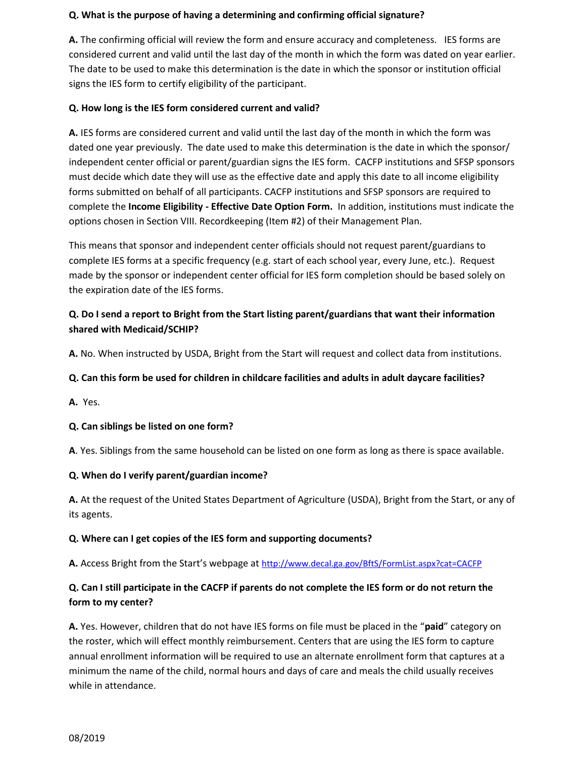**Q. What is the purpose of having a determining and confirming official signature?**

**A.** The confirming official will review the form and ensure accuracy and completeness. IES forms are considered current and valid until the last day of the month in which the form was dated on year earlier. The date to be used to make this determination is the date in which the sponsor or institution official signs the IES form to certify eligibility of the participant.

**Q. How long is the IES form considered current and valid?**

**A.** IES forms are considered current and valid until the last day of the month in which the form was dated one year previously. The date used to make this determination is the date in which the sponsor/ independent center official or parent/guardian signs the IES form. CACFP institutions and SFSP sponsors must decide which date they will use as the effective date and apply this date to all income eligibility forms submitted on behalf of all participants. CACFP institutions and SFSP sponsors are required to complete the **Income Eligibility - Effective Date Option Form.** In addition, institutions must indicate the options chosen in Section VIII. Recordkeeping (Item #2) of their Management Plan.

This means that sponsor and independent center officials should not request parent/guardians to complete IES forms at a specific frequency (e.g. start of each school year, every June, etc.). Request made by the sponsor or independent center official for IES form completion should be based solely on the expiration date of the IES forms.

**Q. Do I send a report to Bright from the Start listing parent/guardians that want their information shared with Medicaid/SCHIP?**

**A.** No. When instructed by USDA, Bright from the Start will request and collect data from institutions.

**Q. Can this form be used for children in childcare facilities and adults in adult daycare facilities?**

**A.** Yes.

**Q. Can siblings be listed on one form?**

**A**. Yes. Siblings from the same household can be listed on one form as long as there is space available.

**Q. When do I verify parent/guardian income?**

**A.** At the request of the United States Department of Agriculture (USDA), Bright from the Start, or any of its agents.

**Q. Where can I get copies of the IES form and supporting documents?**

**A.** Access Bright from the Start's webpage at http://www.decal.ga.gov/BftS/FormList.aspx?cat=CACFP

**Q. Can I still participate in the CACFP if parents do not complete the IES form or do not return the form to my center?**

**A.** Yes. However, children that do not have IES forms on file must be placed in the "**paid**" category on the roster, which will effect monthly reimbursement. Centers that are using the IES form to capture annual enrollment information will be required to use an alternate enrollment form that captures at a minimum the name of the child, normal hours and days of care and meals the child usually receives while in attendance.

08/2019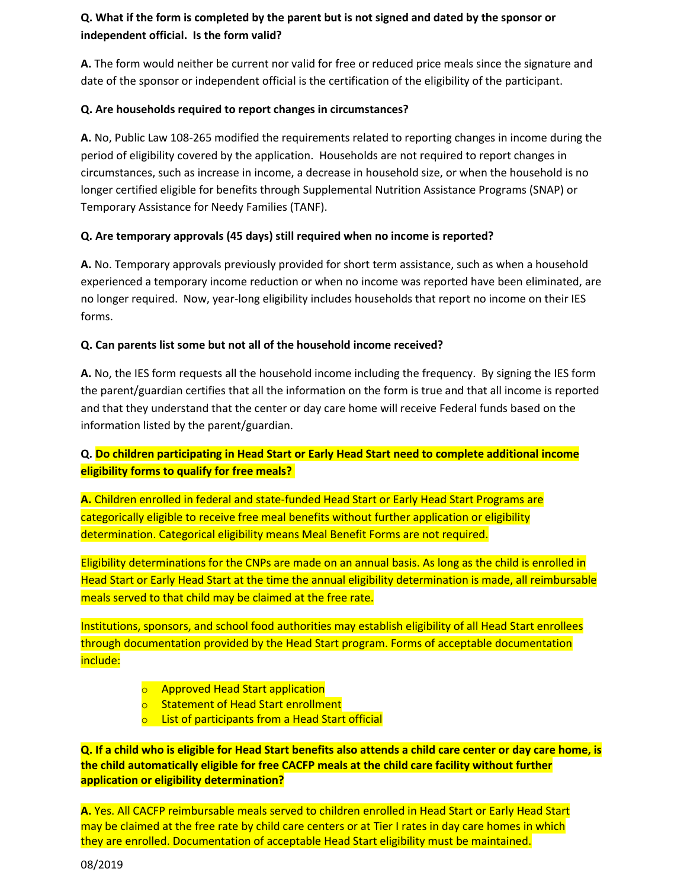**Q. What if the form is completed by the parent but is not signed and dated by the sponsor or independent official. Is the form valid?**

**A.** The form would neither be current nor valid for free or reduced price meals since the signature and date of the sponsor or independent official is the certification of the eligibility of the participant.

**Q. Are households required to report changes in circumstances?**

**A.** No, Public Law 108-265 modified the requirements related to reporting changes in income during the period of eligibility covered by the application. Households are not required to report changes in circumstances, such as increase in income, a decrease in household size, or when the household is no longer certified eligible for benefits through Supplemental Nutrition Assistance Programs (SNAP) or Temporary Assistance for Needy Families (TANF).

**Q. Are temporary approvals (45 days) still required when no income is reported?**

**A.** No. Temporary approvals previously provided for short term assistance, such as when a household experienced a temporary income reduction or when no income was reported have been eliminated, are no longer required. Now, year-long eligibility includes households that report no income on their IES forms.

**Q. Can parents list some but not all of the household income received?**

**A.** No, the IES form requests all the household income including the frequency. By signing the IES form the parent/guardian certifies that all the information on the form is true and that all income is reported and that they understand that the center or day care home will receive Federal funds based on the information listed by the parent/guardian.

**Q. Do children participating in Head Start or Early Head Start need to complete additional income eligibility forms to qualify for free meals?**

**A.** Children enrolled in federal and state-funded Head Start or Early Head Start Programs are categorically eligible to receive free meal benefits without further application or eligibility determination. Categorical eligibility means Meal Benefit Forms are not required.

Eligibility determinations for the CNPs are made on an annual basis. As long as the child is enrolled in Head Start or Early Head Start at the time the annual eligibility determination is made, all reimbursable meals served to that child may be claimed at the free rate.

Institutions, sponsors, and school food authorities may establish eligibility of all Head Start enrollees through documentation provided by the Head Start program. Forms of acceptable documentation include:

- Approved Head Start application
- Statement of Head Start enrollment
- List of participants from a Head Start official

**Q. If a child who is eligible for Head Start benefits also attends a child care center or day care home, is the child automatically eligible for free CACFP meals at the child care facility without further application or eligibility determination?**

**A.** Yes. All CACFP reimbursable meals served to children enrolled in Head Start or Early Head Start may be claimed at the free rate by child care centers or at Tier I rates in day care homes in which they are enrolled. Documentation of acceptable Head Start eligibility must be maintained.

08/2019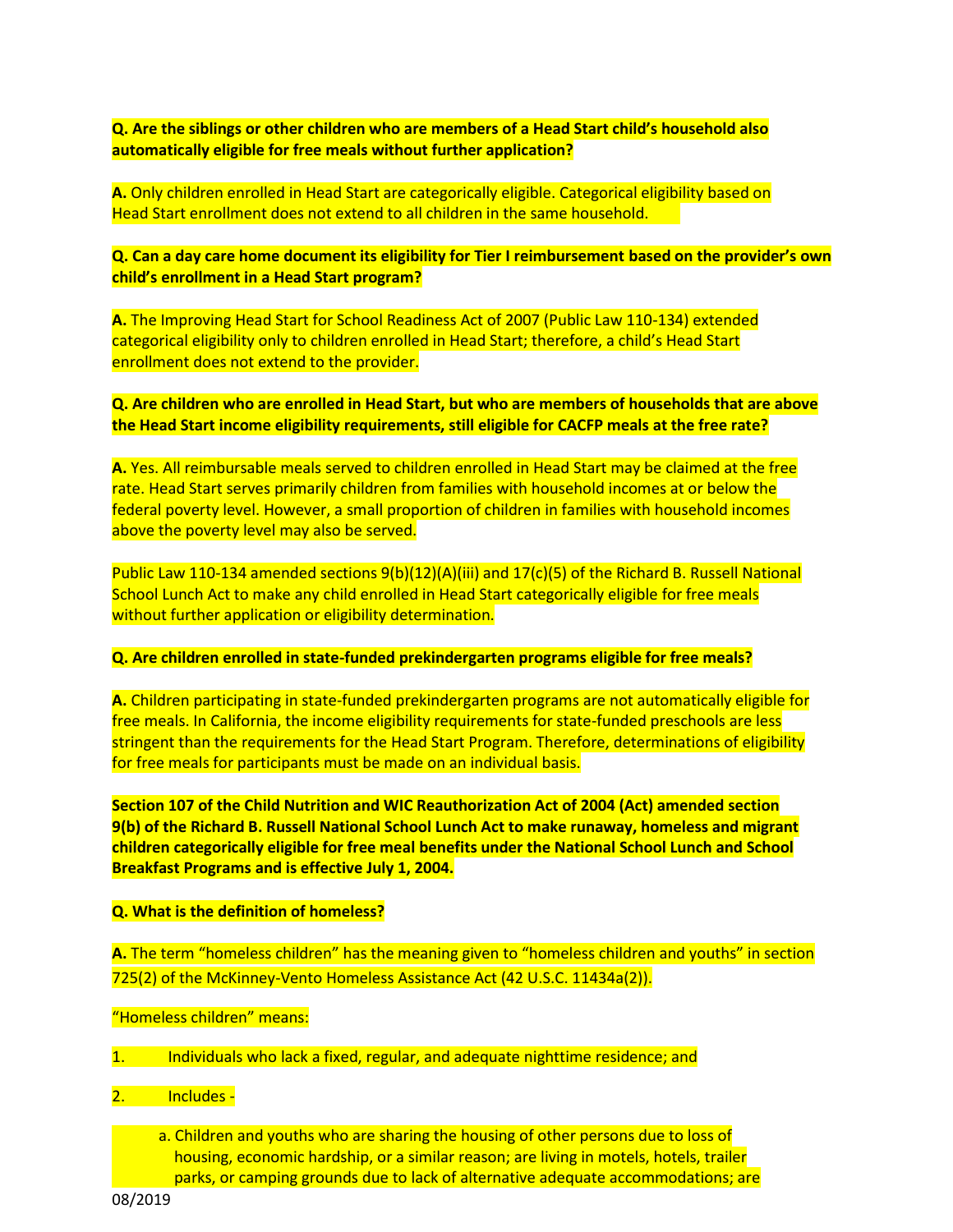**Q. Are the siblings or other children who are members of a Head Start child's household also automatically eligible for free meals without further application?**

**A.** Only children enrolled in Head Start are categorically eligible. Categorical eligibility based on Head Start enrollment does not extend to all children in the same household.

**Q. Can a day care home document its eligibility for Tier I reimbursement based on the provider's own child's enrollment in a Head Start program?**

**A.** The Improving Head Start for School Readiness Act of 2007 (Public Law 110-134) extended categorical eligibility only to children enrolled in Head Start; therefore, a child's Head Start enrollment does not extend to the provider.

**Q. Are children who are enrolled in Head Start, but who are members of households that are above the Head Start income eligibility requirements, still eligible for CACFP meals at the free rate?**

**A.** Yes. All reimbursable meals served to children enrolled in Head Start may be claimed at the free rate. Head Start serves primarily children from families with household incomes at or below the federal poverty level. However, a small proportion of children in families with household incomes above the poverty level may also be served.

Public Law 110-134 amended sections 9(b)(12)(A)(iii) and 17(c)(5) of the Richard B. Russell National School Lunch Act to make any child enrolled in Head Start categorically eligible for free meals without further application or eligibility determination.

**Q. Are children enrolled in state-funded prekindergarten programs eligible for free meals?**

**A.** Children participating in state-funded prekindergarten programs are not automatically eligible for free meals. In California, the income eligibility requirements for state-funded preschools are less stringent than the requirements for the Head Start Program. Therefore, determinations of eligibility for free meals for participants must be made on an individual basis.

**Section 107 of the Child Nutrition and WIC Reauthorization Act of 2004 (Act) amended section 9(b) of the Richard B. Russell National School Lunch Act to make runaway, homeless and migrant children categorically eligible for free meal benefits under the National School Lunch and School Breakfast Programs and is effective July 1, 2004.**

**Q. What is the definition of homeless?**

**A.** The term "homeless children" has the meaning given to "homeless children and youths" in section 725(2) of the McKinney-Vento Homeless Assistance Act (42 U.S.C. 11434a(2)).

"Homeless children" means:

1. Individuals who lack a fixed, regular, and adequate nighttime residence; and
2. Includes -
   a. Children and youths who are sharing the housing of other persons due to loss of housing, economic hardship, or a similar reason; are living in motels, hotels, trailer parks, or camping grounds due to lack of alternative adequate accommodations; are

08/2019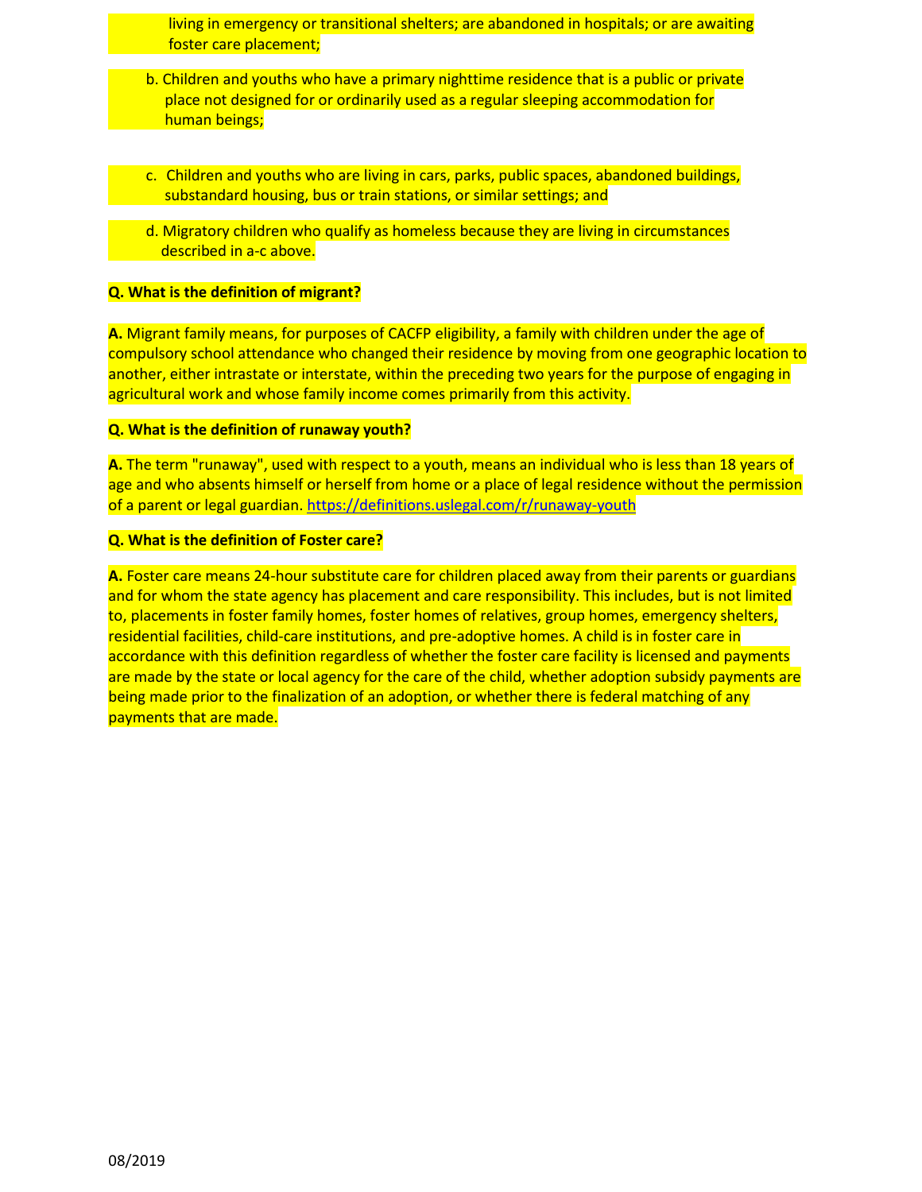living in emergency or transitional shelters; are abandoned in hospitals; or are awaiting foster care placement;

b. Children and youths who have a primary nighttime residence that is a public or private place not designed for or ordinarily used as a regular sleeping accommodation for human beings;

c. Children and youths who are living in cars, parks, public spaces, abandoned buildings, substandard housing, bus or train stations, or similar settings; and

d. Migratory children who qualify as homeless because they are living in circumstances described in a-c above.

**Q. What is the definition of migrant?**

**A.** Migrant family means, for purposes of CACFP eligibility, a family with children under the age of compulsory school attendance who changed their residence by moving from one geographic location to another, either intrastate or interstate, within the preceding two years for the purpose of engaging in agricultural work and whose family income comes primarily from this activity.

**Q. What is the definition of runaway youth?**

**A.** The term "runaway", used with respect to a youth, means an individual who is less than 18 years of age and who absents himself or herself from home or a place of legal residence without the permission of a parent or legal guardian. https://definitions.uslegal.com/r/runaway-youth

**Q. What is the definition of Foster care?**

**A.** Foster care means 24-hour substitute care for children placed away from their parents or guardians and for whom the state agency has placement and care responsibility. This includes, but is not limited to, placements in foster family homes, foster homes of relatives, group homes, emergency shelters, residential facilities, child-care institutions, and pre-adoptive homes. A child is in foster care in accordance with this definition regardless of whether the foster care facility is licensed and payments are made by the state or local agency for the care of the child, whether adoption subsidy payments are being made prior to the finalization of an adoption, or whether there is federal matching of any payments that are made.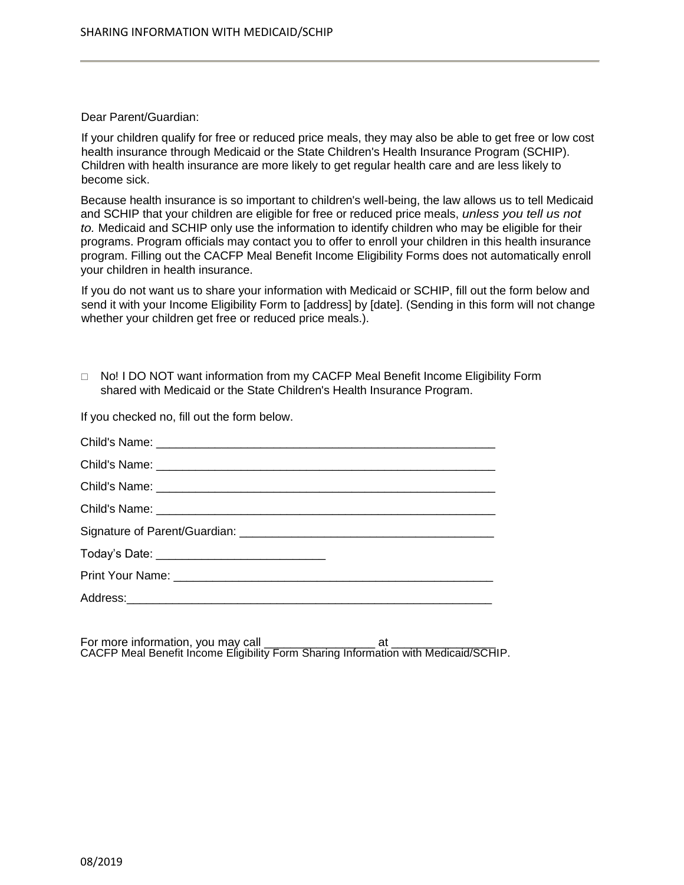Dear Parent/Guardian:

If your children qualify for free or reduced price meals, they may also be able to get free or low cost health insurance through Medicaid or the State Children's Health Insurance Program (SCHIP). Children with health insurance are more likely to get regular health care and are less likely to become sick.

Because health insurance is so important to children's well-being, the law allows us to tell Medicaid and SCHIP that your children are eligible for free or reduced price meals, *unless you tell us not to.* Medicaid and SCHIP only use the information to identify children who may be eligible for their programs. Program officials may contact you to offer to enroll your children in this health insurance program. Filling out the CACFP Meal Benefit Income Eligibility Forms does not automatically enroll your children in health insurance.

If you do not want us to share your information with Medicaid or SCHIP, fill out the form below and send it with your Income Eligibility Form to [address] by [date]. (Sending in this form will not change whether your children get free or reduced price meals.).

□ No! I DO NOT want information from my CACFP Meal Benefit Income Eligibility Form shared with Medicaid or the State Children's Health Insurance Program.

If you checked no, fill out the form below.

Child's Name: ______________________________________________________

Child's Name: ______________________________________________________

Child's Name: ______________________________________________________

Child's Name: ______________________________________________________

Signature of Parent/Guardian: _______________________________________

Today's Date: _________________________

Print Your Name: ___________________________________________________

Address:___________________________________________________________

For more information, you may call _________________ at ________________
CACFP Meal Benefit Income Eligibility Form Sharing Information with Medicaid/SCHIP.

08/2019